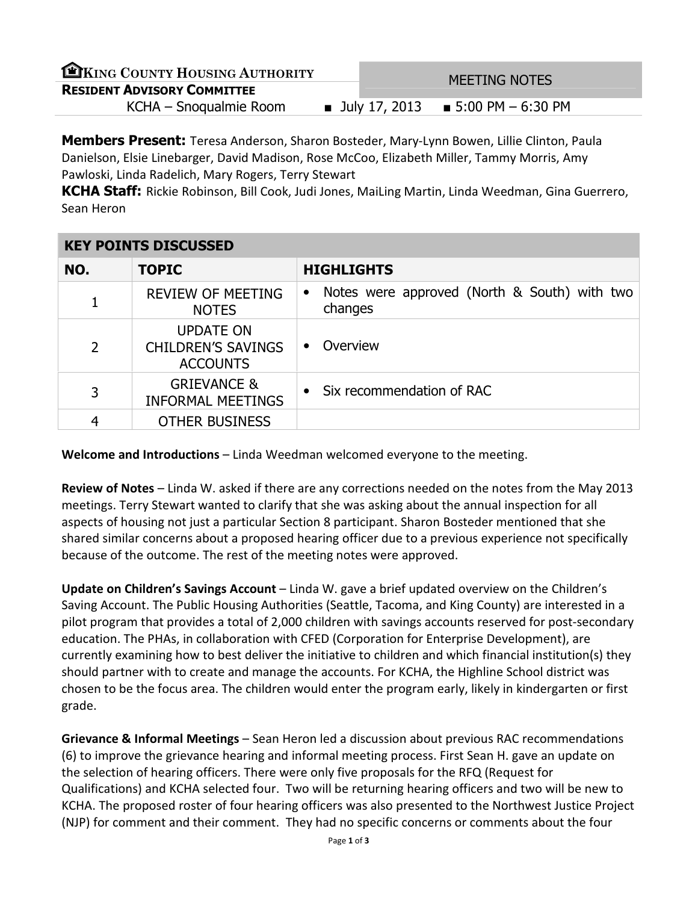# KING COUNTY HOUSING AUTHORITY

## RESIDENT ADVISORY COMMITTEE

**MEETING NOTES**

KCHA – Snoqualmie Room ■ July 17, 2013 ■ 5:00 PM – 6:30 PM

**Members Present:** Teresa Anderson, Sharon Bosteder, Mary-Lynn Bowen, Lillie Clinton, Paula Danielson, Elsie Linebarger, David Madison, Rose McCoo, Elizabeth Miller, Tammy Morris, Amy Pawloski, Linda Radelich, Mary Rogers, Terry Stewart

**KCHA Staff:** Rickie Robinson, Bill Cook, Judi Jones, MaiLing Martin, Linda Weedman, Gina Guerrero, Sean Heron

**KEY POINTS DISCUSSED**

| NO. | TOPIC | HIGHLIGHTS |
|---|---|---|
| 1 | REVIEW OF MEETING NOTES | • Notes were approved (North & South) with two changes |
| 2 | UPDATE ON CHILDREN'S SAVINGS ACCOUNTS | • Overview |
| 3 | GRIEVANCE & INFORMAL MEETINGS | • Six recommendation of RAC |
| 4 | OTHER BUSINESS | |

**Welcome and Introductions** – Linda Weedman welcomed everyone to the meeting.

**Review of Notes** – Linda W. asked if there are any corrections needed on the notes from the May 2013 meetings. Terry Stewart wanted to clarify that she was asking about the annual inspection for all aspects of housing not just a particular Section 8 participant. Sharon Bosteder mentioned that she shared similar concerns about a proposed hearing officer due to a previous experience not specifically because of the outcome. The rest of the meeting notes were approved.

**Update on Children's Savings Account** – Linda W. gave a brief updated overview on the Children's Saving Account. The Public Housing Authorities (Seattle, Tacoma, and King County) are interested in a pilot program that provides a total of 2,000 children with savings accounts reserved for post-secondary education. The PHAs, in collaboration with CFED (Corporation for Enterprise Development), are currently examining how to best deliver the initiative to children and which financial institution(s) they should partner with to create and manage the accounts. For KCHA, the Highline School district was chosen to be the focus area. The children would enter the program early, likely in kindergarten or first grade.

**Grievance & Informal Meetings** – Sean Heron led a discussion about previous RAC recommendations (6) to improve the grievance hearing and informal meeting process. First Sean H. gave an update on the selection of hearing officers. There were only five proposals for the RFQ (Request for Qualifications) and KCHA selected four. Two will be returning hearing officers and two will be new to KCHA. The proposed roster of four hearing officers was also presented to the Northwest Justice Project (NJP) for comment and their comment. They had no specific concerns or comments about the four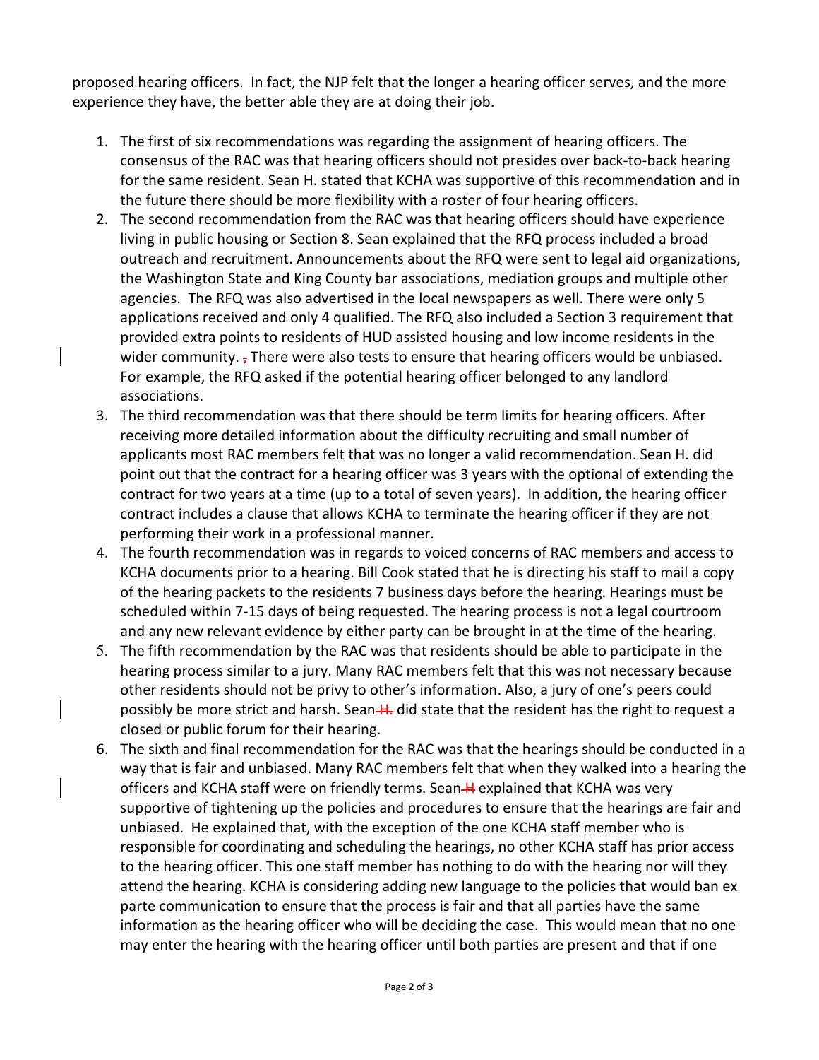proposed hearing officers. In fact, the NJP felt that the longer a hearing officer serves, and the more experience they have, the better able they are at doing their job.

1. The first of six recommendations was regarding the assignment of hearing officers. The consensus of the RAC was that hearing officers should not presides over back-to-back hearing for the same resident. Sean H. stated that KCHA was supportive of this recommendation and in the future there should be more flexibility with a roster of four hearing officers.
2. The second recommendation from the RAC was that hearing officers should have experience living in public housing or Section 8. Sean explained that the RFQ process included a broad outreach and recruitment. Announcements about the RFQ were sent to legal aid organizations, the Washington State and King County bar associations, mediation groups and multiple other agencies. The RFQ was also advertised in the local newspapers as well. There were only 5 applications received and only 4 qualified. The RFQ also included a Section 3 requirement that provided extra points to residents of HUD assisted housing and low income residents in the wider community. ~~,~~ There were also tests to ensure that hearing officers would be unbiased. For example, the RFQ asked if the potential hearing officer belonged to any landlord associations.
3. The third recommendation was that there should be term limits for hearing officers. After receiving more detailed information about the difficulty recruiting and small number of applicants most RAC members felt that was no longer a valid recommendation. Sean H. did point out that the contract for a hearing officer was 3 years with the optional of extending the contract for two years at a time (up to a total of seven years). In addition, the hearing officer contract includes a clause that allows KCHA to terminate the hearing officer if they are not performing their work in a professional manner.
4. The fourth recommendation was in regards to voiced concerns of RAC members and access to KCHA documents prior to a hearing. Bill Cook stated that he is directing his staff to mail a copy of the hearing packets to the residents 7 business days before the hearing. Hearings must be scheduled within 7-15 days of being requested. The hearing process is not a legal courtroom and any new relevant evidence by either party can be brought in at the time of the hearing.
5. The fifth recommendation by the RAC was that residents should be able to participate in the hearing process similar to a jury. Many RAC members felt that this was not necessary because other residents should not be privy to other's information. Also, a jury of one's peers could possibly be more strict and harsh. Sean ~~H.~~ did state that the resident has the right to request a closed or public forum for their hearing.
6. The sixth and final recommendation for the RAC was that the hearings should be conducted in a way that is fair and unbiased. Many RAC members felt that when they walked into a hearing the officers and KCHA staff were on friendly terms. Sean ~~H~~ explained that KCHA was very supportive of tightening up the policies and procedures to ensure that the hearings are fair and unbiased. He explained that, with the exception of the one KCHA staff member who is responsible for coordinating and scheduling the hearings, no other KCHA staff has prior access to the hearing officer. This one staff member has nothing to do with the hearing nor will they attend the hearing. KCHA is considering adding new language to the policies that would ban ex parte communication to ensure that the process is fair and that all parties have the same information as the hearing officer who will be deciding the case. This would mean that no one may enter the hearing with the hearing officer until both parties are present and that if one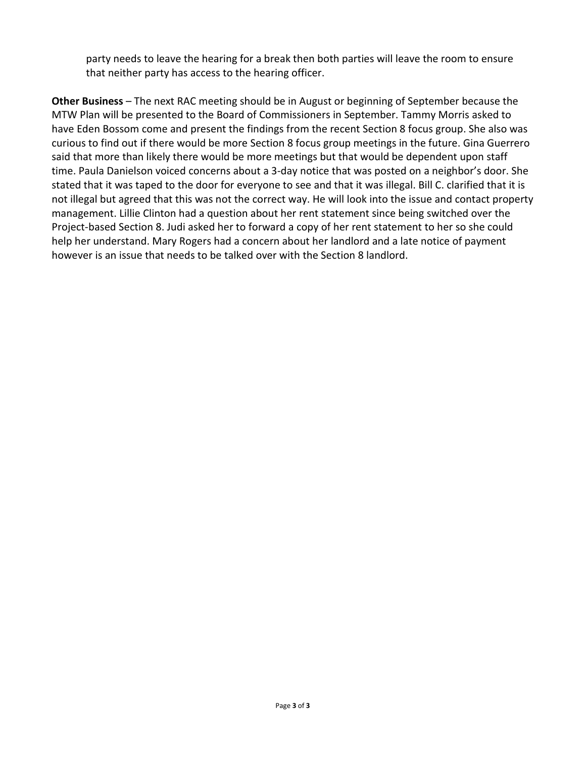party needs to leave the hearing for a break then both parties will leave the room to ensure that neither party has access to the hearing officer.

**Other Business** – The next RAC meeting should be in August or beginning of September because the MTW Plan will be presented to the Board of Commissioners in September. Tammy Morris asked to have Eden Bossom come and present the findings from the recent Section 8 focus group. She also was curious to find out if there would be more Section 8 focus group meetings in the future. Gina Guerrero said that more than likely there would be more meetings but that would be dependent upon staff time. Paula Danielson voiced concerns about a 3-day notice that was posted on a neighbor's door. She stated that it was taped to the door for everyone to see and that it was illegal. Bill C. clarified that it is not illegal but agreed that this was not the correct way. He will look into the issue and contact property management. Lillie Clinton had a question about her rent statement since being switched over the Project-based Section 8. Judi asked her to forward a copy of her rent statement to her so she could help her understand. Mary Rogers had a concern about her landlord and a late notice of payment however is an issue that needs to be talked over with the Section 8 landlord.